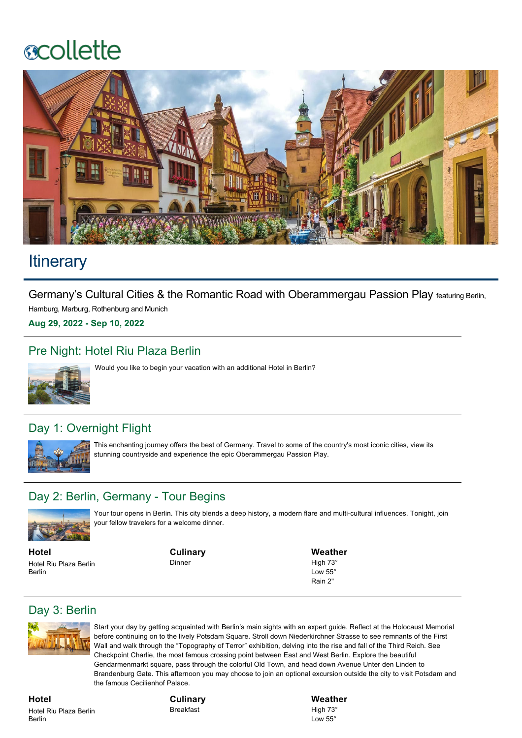collette

# Itinerary

Germany's Cultural Cities & the Romantic Road with Oberammergau Passion Play featuring Berlin, Hamburg, Marburg, Rothenburg and Munich

**Aug 29, 2022 - Sep 10, 2022**

## Pre Night: Hotel Riu Plaza Berlin

Would you like to begin your vacation with an additional Hotel in Berlin?

## Day 1: Overnight Flight

This enchanting journey offers the best of Germany. Travel to some of the country's most iconic cities, view its stunning countryside and experience the epic Oberammergau Passion Play.

## Day 2: Berlin, Germany - Tour Begins

Your tour opens in Berlin. This city blends a deep history, a modern flare and multi-cultural influences. Tonight, join your fellow travelers for a welcome dinner.

**Hotel**
Hotel Riu Plaza Berlin
Berlin

**Culinary**
Dinner

**Weather**
High 73°
Low 55°
Rain 2"

## Day 3: Berlin

Start your day by getting acquainted with Berlin's main sights with an expert guide. Reflect at the Holocaust Memorial before continuing on to the lively Potsdam Square. Stroll down Niederkirchner Strasse to see remnants of the First Wall and walk through the "Topography of Terror" exhibition, delving into the rise and fall of the Third Reich. See Checkpoint Charlie, the most famous crossing point between East and West Berlin. Explore the beautiful Gendarmenmarkt square, pass through the colorful Old Town, and head down Avenue Unter den Linden to Brandenburg Gate. This afternoon you may choose to join an optional excursion outside the city to visit Potsdam and the famous Cecilienhof Palace.

**Hotel**
Hotel Riu Plaza Berlin
Berlin

**Culinary**
Breakfast

**Weather**
High 73°
Low 55°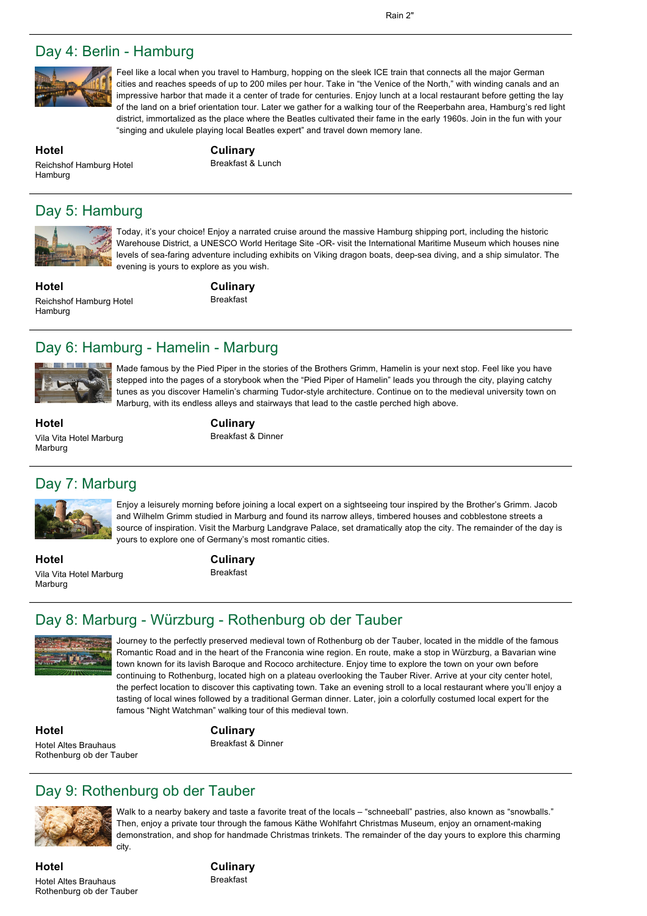Rain 2"

## Day 4: Berlin - Hamburg

Feel like a local when you travel to Hamburg, hopping on the sleek ICE train that connects all the major German cities and reaches speeds of up to 200 miles per hour. Take in "the Venice of the North," with winding canals and an impressive harbor that made it a center of trade for centuries. Enjoy lunch at a local restaurant before getting the lay of the land on a brief orientation tour. Later we gather for a walking tour of the Reeperbahn area, Hamburg's red light district, immortalized as the place where the Beatles cultivated their fame in the early 1960s. Join in the fun with your "singing and ukulele playing local Beatles expert" and travel down memory lane.

**Hotel**

Reichshof Hamburg Hotel
Hamburg

**Culinary**

Breakfast & Lunch

## Day 5: Hamburg

Today, it's your choice! Enjoy a narrated cruise around the massive Hamburg shipping port, including the historic Warehouse District, a UNESCO World Heritage Site -OR- visit the International Maritime Museum which houses nine levels of sea-faring adventure including exhibits on Viking dragon boats, deep-sea diving, and a ship simulator. The evening is yours to explore as you wish.

**Hotel**

Reichshof Hamburg Hotel
Hamburg

**Culinary**

Breakfast

## Day 6: Hamburg - Hamelin - Marburg

Made famous by the Pied Piper in the stories of the Brothers Grimm, Hamelin is your next stop. Feel like you have stepped into the pages of a storybook when the "Pied Piper of Hamelin" leads you through the city, playing catchy tunes as you discover Hamelin's charming Tudor-style architecture. Continue on to the medieval university town on Marburg, with its endless alleys and stairways that lead to the castle perched high above.

**Hotel**

Vila Vita Hotel Marburg
Marburg

**Culinary**

Breakfast & Dinner

## Day 7: Marburg

Enjoy a leisurely morning before joining a local expert on a sightseeing tour inspired by the Brother's Grimm. Jacob and Wilhelm Grimm studied in Marburg and found its narrow alleys, timbered houses and cobblestone streets a source of inspiration. Visit the Marburg Landgrave Palace, set dramatically atop the city. The remainder of the day is yours to explore one of Germany's most romantic cities.

**Hotel**

Vila Vita Hotel Marburg
Marburg

**Culinary**

Breakfast

## Day 8: Marburg - Würzburg - Rothenburg ob der Tauber

Journey to the perfectly preserved medieval town of Rothenburg ob der Tauber, located in the middle of the famous Romantic Road and in the heart of the Franconia wine region. En route, make a stop in Würzburg, a Bavarian wine town known for its lavish Baroque and Rococo architecture. Enjoy time to explore the town on your own before continuing to Rothenburg, located high on a plateau overlooking the Tauber River. Arrive at your city center hotel, the perfect location to discover this captivating town. Take an evening stroll to a local restaurant where you'll enjoy a tasting of local wines followed by a traditional German dinner. Later, join a colorfully costumed local expert for the famous "Night Watchman" walking tour of this medieval town.

**Hotel**

Hotel Altes Brauhaus
Rothenburg ob der Tauber

**Culinary**

Breakfast & Dinner

## Day 9: Rothenburg ob der Tauber

Walk to a nearby bakery and taste a favorite treat of the locals – "schneeball" pastries, also known as "snowballs." Then, enjoy a private tour through the famous Käthe Wohlfahrt Christmas Museum, enjoy an ornament-making demonstration, and shop for handmade Christmas trinkets. The remainder of the day yours to explore this charming city.

**Hotel**

Hotel Altes Brauhaus
Rothenburg ob der Tauber

**Culinary**

Breakfast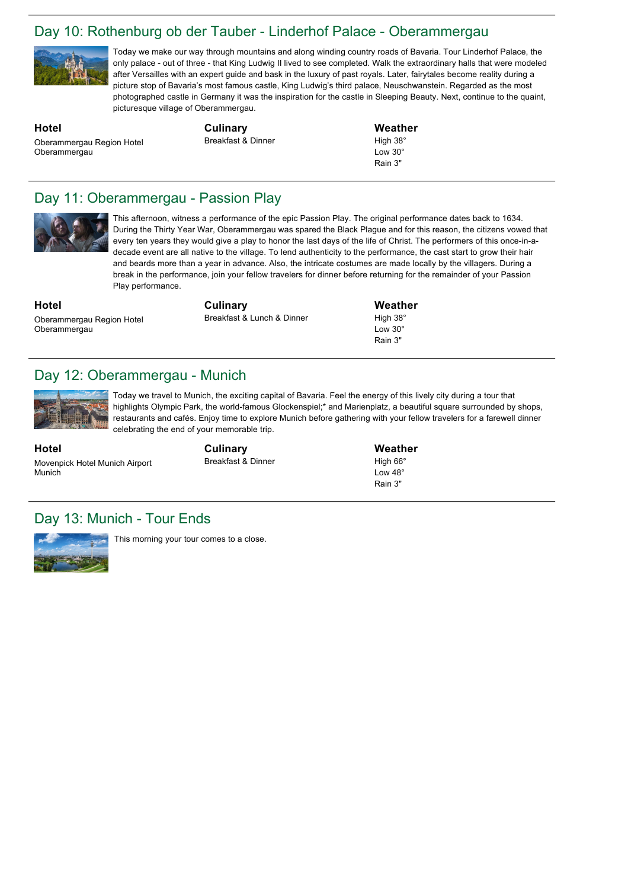## Day 10: Rothenburg ob der Tauber - Linderhof Palace - Oberammergau

Today we make our way through mountains and along winding country roads of Bavaria. Tour Linderhof Palace, the only palace - out of three - that King Ludwig II lived to see completed. Walk the extraordinary halls that were modeled after Versailles with an expert guide and bask in the luxury of past royals. Later, fairytales become reality during a picture stop of Bavaria's most famous castle, King Ludwig's third palace, Neuschwanstein. Regarded as the most photographed castle in Germany it was the inspiration for the castle in Sleeping Beauty. Next, continue to the quaint, picturesque village of Oberammergau.

**Hotel**
Oberammergau Region Hotel
Oberammergau

**Culinary**
Breakfast & Dinner

**Weather**
High 38°
Low 30°
Rain 3"

## Day 11: Oberammergau - Passion Play

This afternoon, witness a performance of the epic Passion Play. The original performance dates back to 1634. During the Thirty Year War, Oberammergau was spared the Black Plague and for this reason, the citizens vowed that every ten years they would give a play to honor the last days of the life of Christ. The performers of this once-in-a-decade event are all native to the village. To lend authenticity to the performance, the cast start to grow their hair and beards more than a year in advance. Also, the intricate costumes are made locally by the villagers. During a break in the performance, join your fellow travelers for dinner before returning for the remainder of your Passion Play performance.

**Hotel**
Oberammergau Region Hotel
Oberammergau

**Culinary**
Breakfast & Lunch & Dinner

**Weather**
High 38°
Low 30°
Rain 3"

## Day 12: Oberammergau - Munich

Today we travel to Munich, the exciting capital of Bavaria. Feel the energy of this lively city during a tour that highlights Olympic Park, the world-famous Glockenspiel;* and Marienplatz, a beautiful square surrounded by shops, restaurants and cafés. Enjoy time to explore Munich before gathering with your fellow travelers for a farewell dinner celebrating the end of your memorable trip.

**Hotel**
Movenpick Hotel Munich Airport
Munich

**Culinary**
Breakfast & Dinner

**Weather**
High 66°
Low 48°
Rain 3"

## Day 13: Munich - Tour Ends

This morning your tour comes to a close.